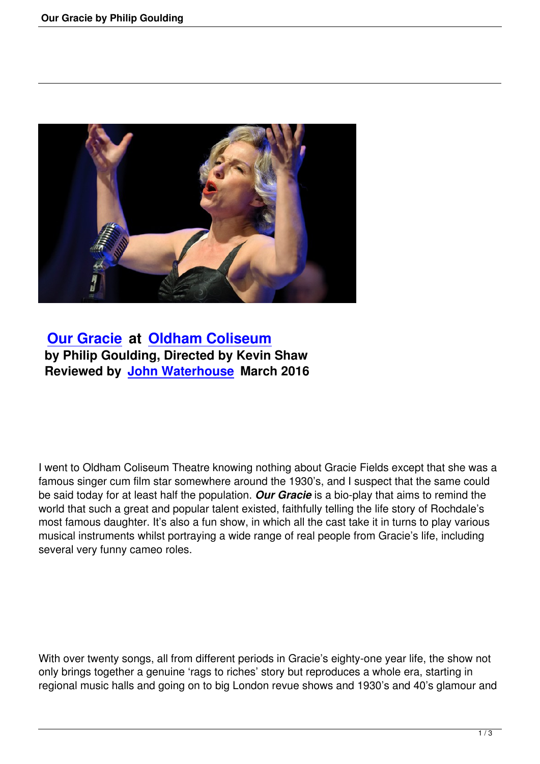## Our Gracie at Oldham Coliseum
**by Philip Goulding, Directed by Kevin Shaw**
**Reviewed by John Waterhouse March 2016**

I went to Oldham Coliseum Theatre knowing nothing about Gracie Fields except that she was a famous singer cum film star somewhere around the 1930's, and I suspect that the same could be said today for at least half the population. ***Our Gracie*** is a bio-play that aims to remind the world that such a great and popular talent existed, faithfully telling the life story of Rochdale's most famous daughter. It's also a fun show, in which all the cast take it in turns to play various musical instruments whilst portraying a wide range of real people from Gracie's life, including several very funny cameo roles.

With over twenty songs, all from different periods in Gracie's eighty-one year life, the show not only brings together a genuine 'rags to riches' story but reproduces a whole era, starting in regional music halls and going on to big London revue shows and 1930's and 40's glamour and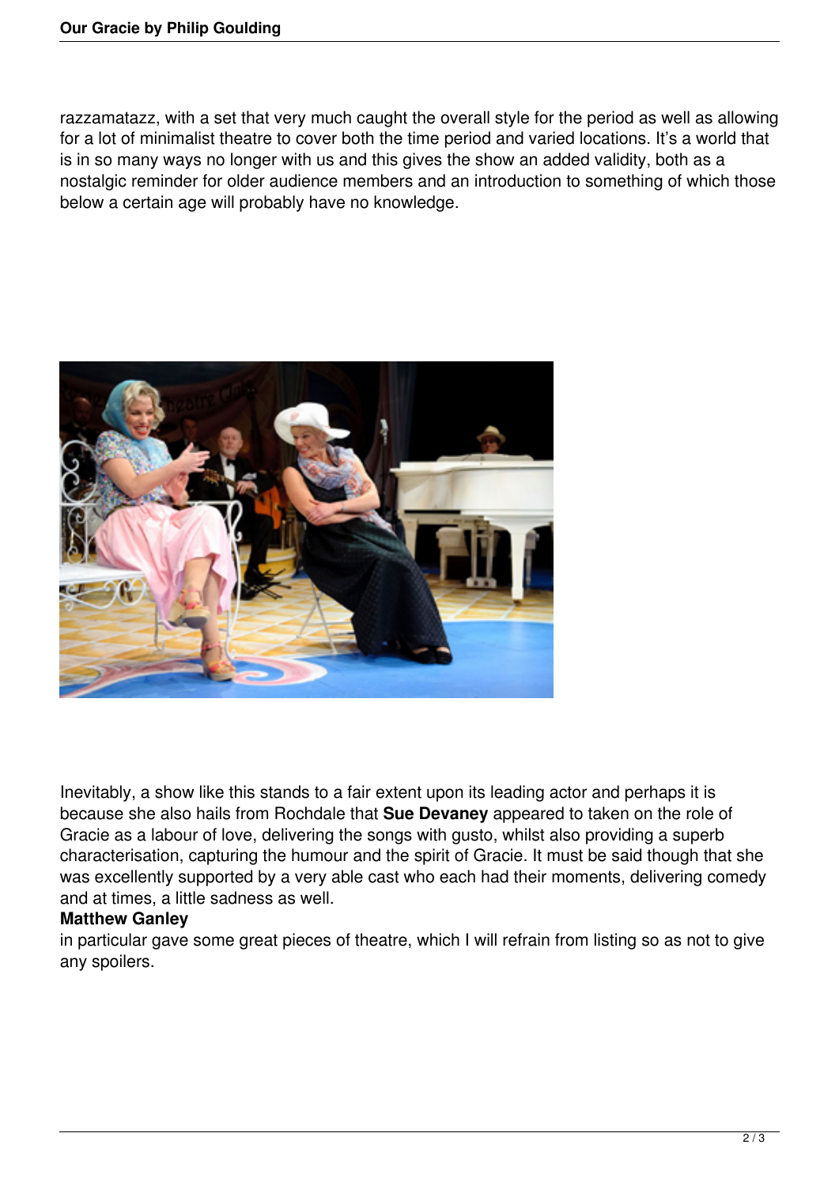razzamatazz, with a set that very much caught the overall style for the period as well as allowing for a lot of minimalist theatre to cover both the time period and varied locations. It's a world that is in so many ways no longer with us and this gives the show an added validity, both as a nostalgic reminder for older audience members and an introduction to something of which those below a certain age will probably have no knowledge.

Inevitably, a show like this stands to a fair extent upon its leading actor and perhaps it is because she also hails from Rochdale that **Sue Devaney** appeared to taken on the role of Gracie as a labour of love, delivering the songs with gusto, whilst also providing a superb characterisation, capturing the humour and the spirit of Gracie. It must be said though that she was excellently supported by a very able cast who each had their moments, delivering comedy and at times, a little sadness as well.

**Matthew Ganley**
in particular gave some great pieces of theatre, which I will refrain from listing so as not to give any spoilers.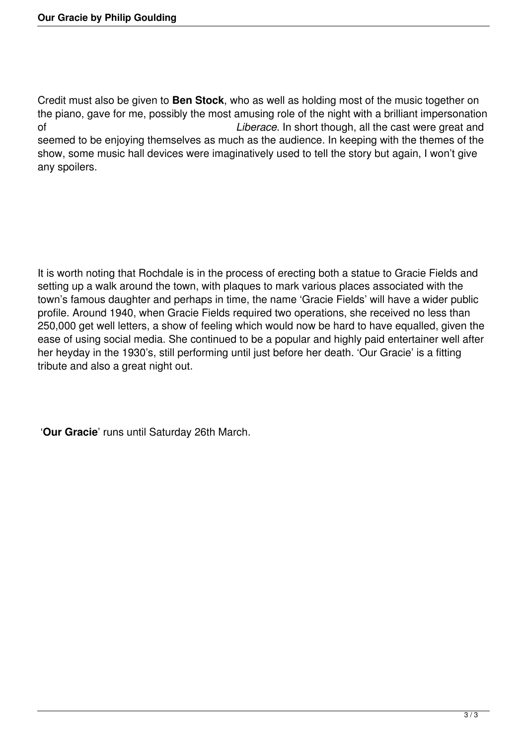Credit must also be given to **Ben Stock**, who as well as holding most of the music together on the piano, gave for me, possibly the most amusing role of the night with a brilliant impersonation of *Liberace.* In short though, all the cast were great and seemed to be enjoying themselves as much as the audience. In keeping with the themes of the show, some music hall devices were imaginatively used to tell the story but again, I won't give any spoilers.

It is worth noting that Rochdale is in the process of erecting both a statue to Gracie Fields and setting up a walk around the town, with plaques to mark various places associated with the town's famous daughter and perhaps in time, the name 'Gracie Fields' will have a wider public profile. Around 1940, when Gracie Fields required two operations, she received no less than 250,000 get well letters, a show of feeling which would now be hard to have equalled, given the ease of using social media. She continued to be a popular and highly paid entertainer well after her heyday in the 1930's, still performing until just before her death. 'Our Gracie' is a fitting tribute and also a great night out.

'**Our Gracie**' runs until Saturday 26th March.